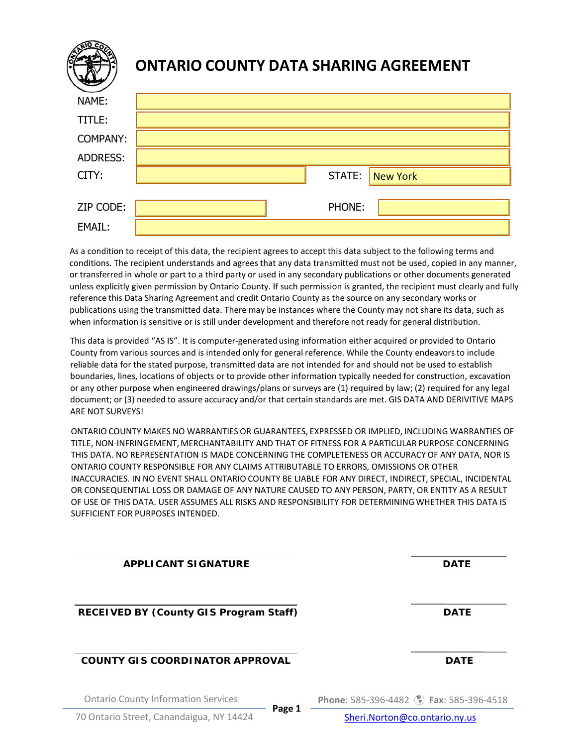# ONTARIO COUNTY DATA SHARING AGREEMENT

| | | | |
|---|---|---|---|
| NAME: | | | |
| TITLE: | | | |
| COMPANY: | | | |
| ADDRESS: | | | |
| CITY: | | STATE: | New York |
| ZIP CODE: | | PHONE: | |
| EMAIL: | | | |

As a condition to receipt of this data, the recipient agrees to accept this data subject to the following terms and conditions. The recipient understands and agrees that any data transmitted must not be used, copied in any manner, or transferred in whole or part to a third party or used in any secondary publications or other documents generated unless explicitly given permission by Ontario County. If such permission is granted, the recipient must clearly and fully reference this Data Sharing Agreement and credit Ontario County as the source on any secondary works or publications using the transmitted data. There may be instances where the County may not share its data, such as when information is sensitive or is still under development and therefore not ready for general distribution.

This data is provided "AS IS". It is computer-generated using information either acquired or provided to Ontario County from various sources and is intended only for general reference. While the County endeavors to include reliable data for the stated purpose, transmitted data are not intended for and should not be used to establish boundaries, lines, locations of objects or to provide other information typically needed for construction, excavation or any other purpose when engineered drawings/plans or surveys are (1) required by law; (2) required for any legal document; or (3) needed to assure accuracy and/or that certain standards are met. GIS DATA AND DERIVITIVE MAPS ARE NOT SURVEYS!

ONTARIO COUNTY MAKES NO WARRANTIES OR GUARANTEES, EXPRESSED OR IMPLIED, INCLUDING WARRANTIES OF TITLE, NON-INFRINGEMENT, MERCHANTABILITY AND THAT OF FITNESS FOR A PARTICULAR PURPOSE CONCERNING THIS DATA. NO REPRESENTATION IS MADE CONCERNING THE COMPLETENESS OR ACCURACY OF ANY DATA, NOR IS ONTARIO COUNTY RESPONSIBLE FOR ANY CLAIMS ATTRIBUTABLE TO ERRORS, OMISSIONS OR OTHER INACCURACIES. IN NO EVENT SHALL ONTARIO COUNTY BE LIABLE FOR ANY DIRECT, INDIRECT, SPECIAL, INCIDENTAL OR CONSEQUENTIAL LOSS OR DAMAGE OF ANY NATURE CAUSED TO ANY PERSON, PARTY, OR ENTITY AS A RESULT OF USE OF THIS DATA. USER ASSUMES ALL RISKS AND RESPONSIBILITY FOR DETERMINING WHETHER THIS DATA IS SUFFICIENT FOR PURPOSES INTENDED.

\_\_\_\_\_\_\_\_\_\_\_\_\_\_\_\_\_\_\_\_\_\_\_\_\_\_\_\_\_\_ &nbsp;&nbsp;&nbsp; \_\_\_\_\_\_\_\_\_\_\_\_
**APPLICANT SIGNATURE** &nbsp;&nbsp;&nbsp; **DATE**

\_\_\_\_\_\_\_\_\_\_\_\_\_\_\_\_\_\_\_\_\_\_\_\_\_\_\_\_\_\_ &nbsp;&nbsp;&nbsp; \_\_\_\_\_\_\_\_\_\_\_\_
**RECEIVED BY (County GIS Program Staff)** &nbsp;&nbsp;&nbsp; **DATE**

\_\_\_\_\_\_\_\_\_\_\_\_\_\_\_\_\_\_\_\_\_\_\_\_\_\_\_\_\_\_ &nbsp;&nbsp;&nbsp; \_\_\_\_\_\_\_\_\_\_\_\_
**COUNTY GIS COORDINATOR APPROVAL** &nbsp;&nbsp;&nbsp; **DATE**

Ontario County Information Services
70 Ontario Street, Canandaigua, NY 14424

**Phone**: 585-396-4482 **Fax**: 585-396-4518
Sheri.Norton@co.ontario.ny.us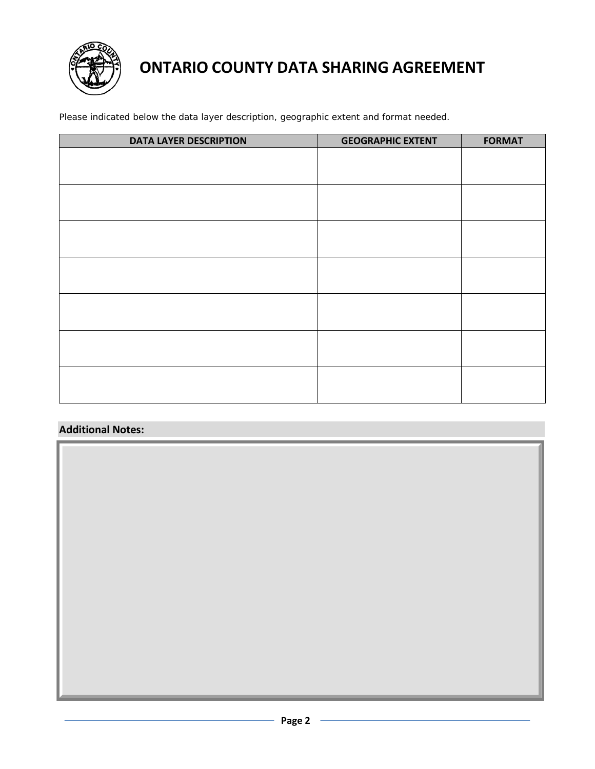# ONTARIO COUNTY DATA SHARING AGREEMENT

Please indicated below the data layer description, geographic extent and format needed.

| DATA LAYER DESCRIPTION | GEOGRAPHIC EXTENT | FORMAT |
|---|---|---|
| | | |
| | | |
| | | |
| | | |
| | | |
| | | |
| | | |

**Additional Notes:**